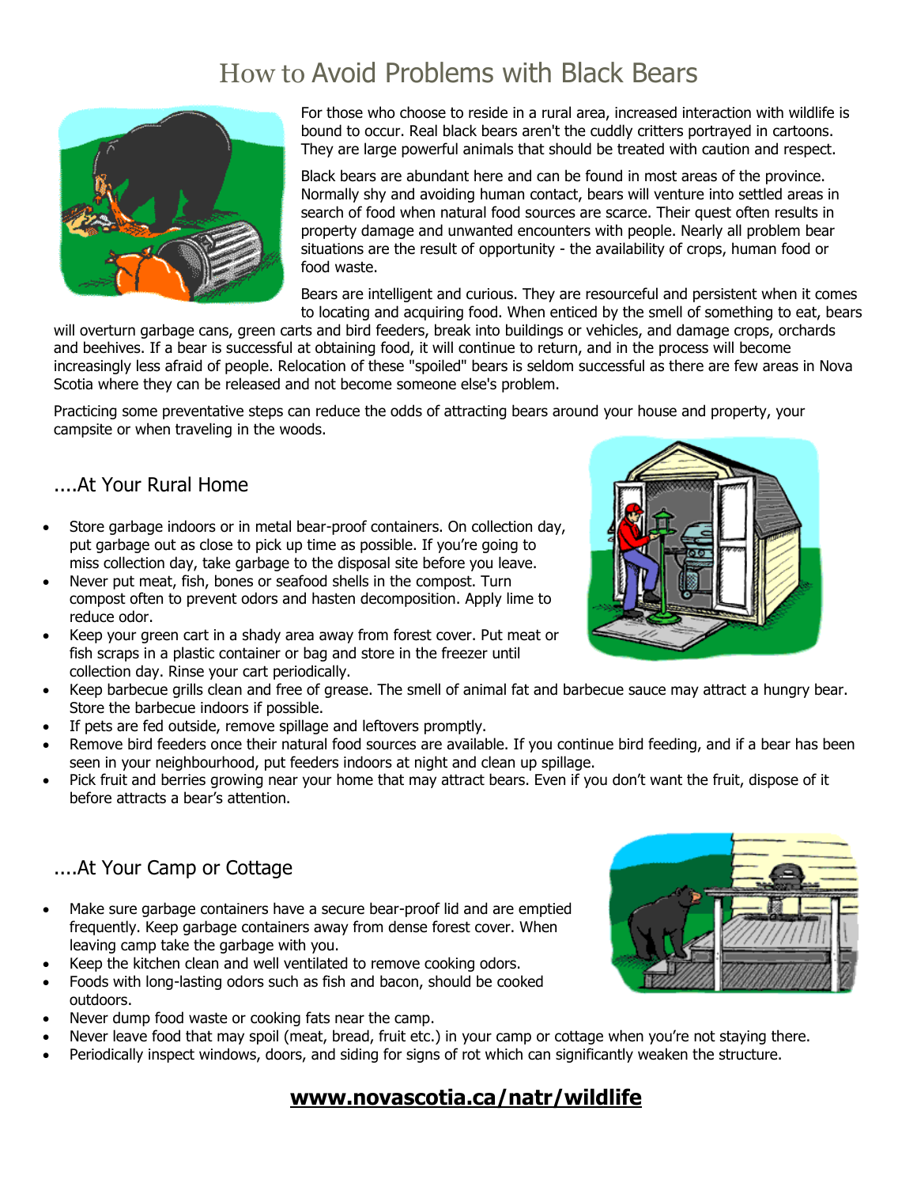# How to Avoid Problems with Black Bears

For those who choose to reside in a rural area, increased interaction with wildlife is bound to occur. Real black bears aren't the cuddly critters portrayed in cartoons. They are large powerful animals that should be treated with caution and respect.

Black bears are abundant here and can be found in most areas of the province. Normally shy and avoiding human contact, bears will venture into settled areas in search of food when natural food sources are scarce. Their quest often results in property damage and unwanted encounters with people. Nearly all problem bear situations are the result of opportunity - the availability of crops, human food or food waste.

Bears are intelligent and curious. They are resourceful and persistent when it comes to locating and acquiring food. When enticed by the smell of something to eat, bears will overturn garbage cans, green carts and bird feeders, break into buildings or vehicles, and damage crops, orchards and beehives. If a bear is successful at obtaining food, it will continue to return, and in the process will become increasingly less afraid of people. Relocation of these "spoiled" bears is seldom successful as there are few areas in Nova Scotia where they can be released and not become someone else's problem.

Practicing some preventative steps can reduce the odds of attracting bears around your house and property, your campsite or when traveling in the woods.

## ....At Your Rural Home

- Store garbage indoors or in metal bear-proof containers. On collection day, put garbage out as close to pick up time as possible. If you're going to miss collection day, take garbage to the disposal site before you leave.
- Never put meat, fish, bones or seafood shells in the compost. Turn compost often to prevent odors and hasten decomposition. Apply lime to reduce odor.
- Keep your green cart in a shady area away from forest cover. Put meat or fish scraps in a plastic container or bag and store in the freezer until collection day. Rinse your cart periodically.
- Keep barbecue grills clean and free of grease. The smell of animal fat and barbecue sauce may attract a hungry bear. Store the barbecue indoors if possible.
- If pets are fed outside, remove spillage and leftovers promptly.
- Remove bird feeders once their natural food sources are available. If you continue bird feeding, and if a bear has been seen in your neighbourhood, put feeders indoors at night and clean up spillage.
- Pick fruit and berries growing near your home that may attract bears. Even if you don't want the fruit, dispose of it before attracts a bear's attention.

## ....At Your Camp or Cottage

- Make sure garbage containers have a secure bear-proof lid and are emptied frequently. Keep garbage containers away from dense forest cover. When leaving camp take the garbage with you.
- Keep the kitchen clean and well ventilated to remove cooking odors.
- Foods with long-lasting odors such as fish and bacon, should be cooked outdoors.
- Never dump food waste or cooking fats near the camp.
- Never leave food that may spoil (meat, bread, fruit etc.) in your camp or cottage when you're not staying there.
- Periodically inspect windows, doors, and siding for signs of rot which can significantly weaken the structure.

**www.novascotia.ca/natr/wildlife**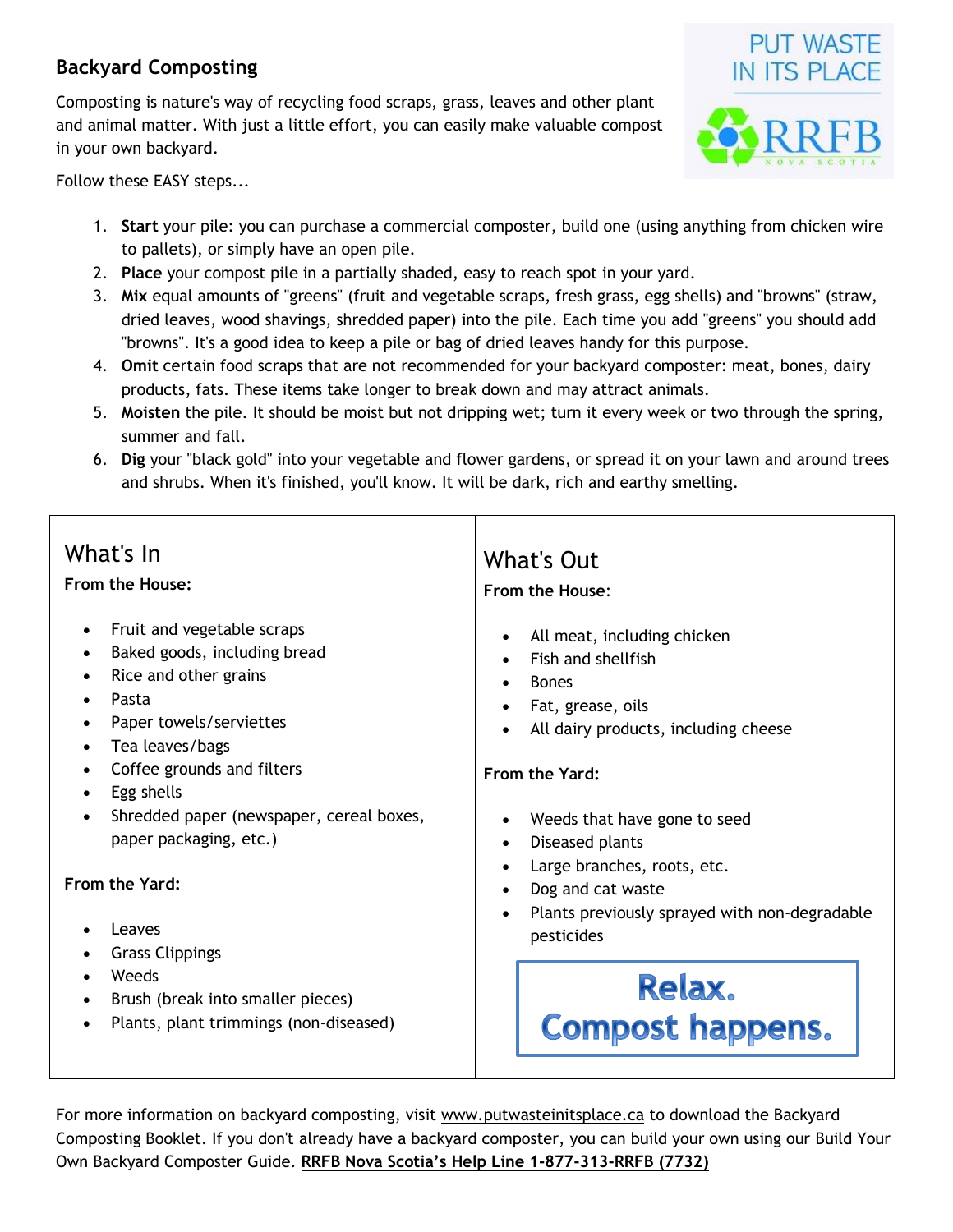## Backyard Composting

Composting is nature's way of recycling food scraps, grass, leaves and other plant and animal matter. With just a little effort, you can easily make valuable compost in your own backyard.

PUT WASTE IN ITS PLACE

RRFB NOVA SCOTIA

Follow these EASY steps...

1. **Start** your pile: you can purchase a commercial composter, build one (using anything from chicken wire to pallets), or simply have an open pile.
2. **Place** your compost pile in a partially shaded, easy to reach spot in your yard.
3. **Mix** equal amounts of "greens" (fruit and vegetable scraps, fresh grass, egg shells) and "browns" (straw, dried leaves, wood shavings, shredded paper) into the pile. Each time you add "greens" you should add "browns". It's a good idea to keep a pile or bag of dried leaves handy for this purpose.
4. **Omit** certain food scraps that are not recommended for your backyard composter: meat, bones, dairy products, fats. These items take longer to break down and may attract animals.
5. **Moisten** the pile. It should be moist but not dripping wet; turn it every week or two through the spring, summer and fall.
6. **Dig** your "black gold" into your vegetable and flower gardens, or spread it on your lawn and around trees and shrubs. When it's finished, you'll know. It will be dark, rich and earthy smelling.

### What's In

**From the House:**

- Fruit and vegetable scraps
- Baked goods, including bread
- Rice and other grains
- Pasta
- Paper towels/serviettes
- Tea leaves/bags
- Coffee grounds and filters
- Egg shells
- Shredded paper (newspaper, cereal boxes, paper packaging, etc.)

**From the Yard:**

- Leaves
- Grass Clippings
- Weeds
- Brush (break into smaller pieces)
- Plants, plant trimmings (non-diseased)

### What's Out

**From the House:**

- All meat, including chicken
- Fish and shellfish
- Bones
- Fat, grease, oils
- All dairy products, including cheese

**From the Yard:**

- Weeds that have gone to seed
- Diseased plants
- Large branches, roots, etc.
- Dog and cat waste
- Plants previously sprayed with non-degradable pesticides

**Relax.**
**Compost happens.**

For more information on backyard composting, visit www.putwasteinitsplace.ca to download the Backyard Composting Booklet. If you don't already have a backyard composter, you can build your own using our Build Your Own Backyard Composter Guide. **RRFB Nova Scotia's Help Line 1-877-313-RRFB (7732)**